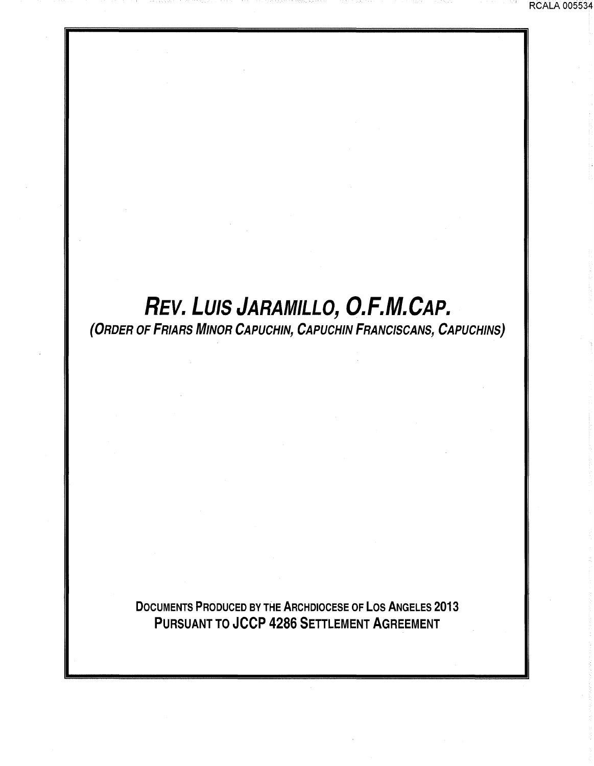# *Rev. Luis Jaramillo, O.F.M.Cap.*

***(Order of Friars Minor Capuchin, Capuchin Franciscans, Capuchins)***

**Documents Produced by the Archdiocese of Los Angeles 2013**

**Pursuant to JCCP 4286 Settlement Agreement**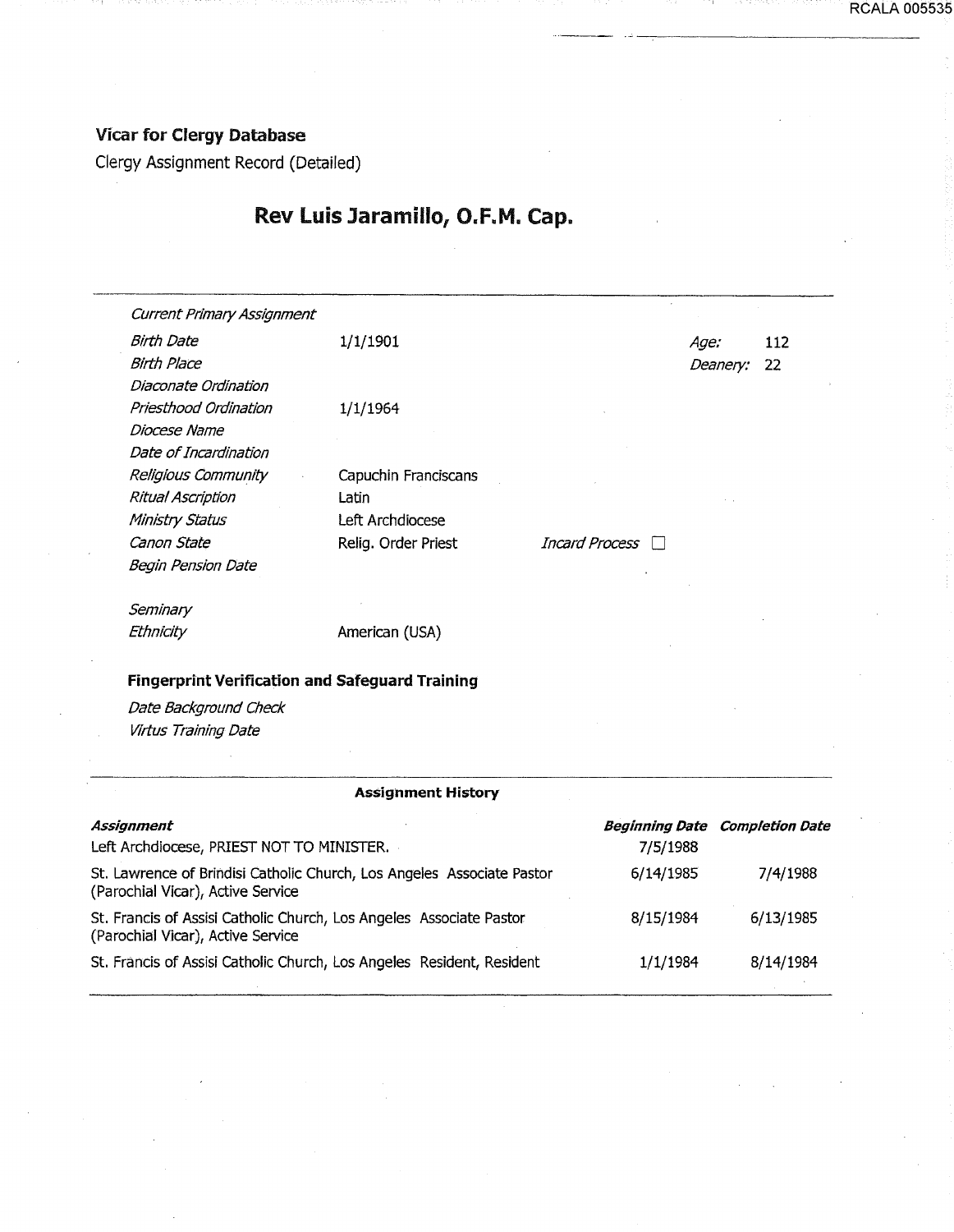**Vicar for Clergy Database**

Clergy Assignment Record (Detailed)

## Rev Luis Jaramillo, O.F.M. Cap.

| | | | |
|---|---|---|---|
| *Current Primary Assignment* | | | |
| *Birth Date* | 1/1/1901 | *Age:* | 112 |
| *Birth Place* | | *Deanery:* | 22 |
| *Diaconate Ordination* | | | |
| *Priesthood Ordination* | 1/1/1964 | | |
| *Diocese Name* | | | |
| *Date of Incardination* | | | |
| *Religious Community* | Capuchin Franciscans | | |
| *Ritual Ascription* | Latin | | |
| *Ministry Status* | Left Archdiocese | | |
| *Canon State* | Relig. Order Priest | *Incard Process* | ☐ |
| *Begin Pension Date* | | | |
| *Seminary* | | | |
| *Ethnicity* | American (USA) | | |

**Fingerprint Verification and Safeguard Training**

*Date Background Check*

*Virtus Training Date*

**Assignment History**

| ***Assignment*** | ***Beginning Date*** | ***Completion Date*** |
|---|---|---|
| Left Archdiocese, PRIEST NOT TO MINISTER. | 7/5/1988 | |
| St. Lawrence of Brindisi Catholic Church, Los Angeles Associate Pastor (Parochial Vicar), Active Service | 6/14/1985 | 7/4/1988 |
| St. Francis of Assisi Catholic Church, Los Angeles Associate Pastor (Parochial Vicar), Active Service | 8/15/1984 | 6/13/1985 |
| St. Francis of Assisi Catholic Church, Los Angeles Resident, Resident | 1/1/1984 | 8/14/1984 |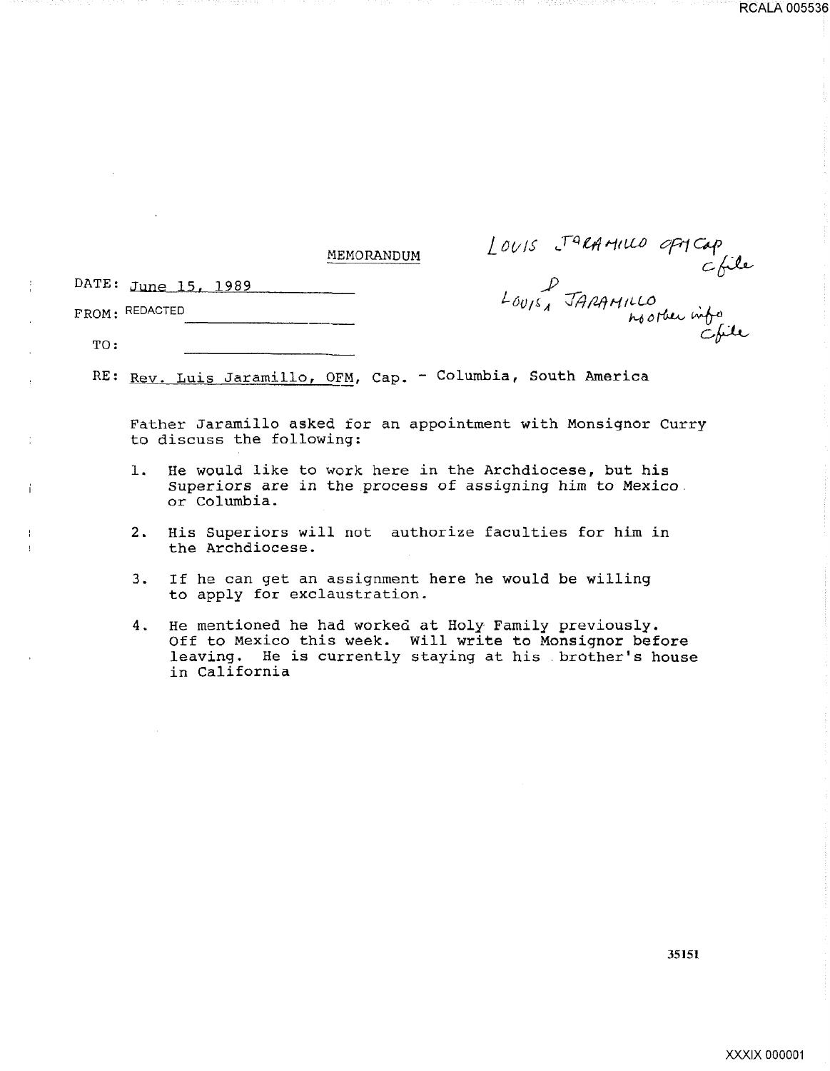## MEMORANDUM

LOUIS JARAMILLO OFM Cap
C file

LOUIS P JARAMILLO
no other info
C file

DATE: June 15, 1989

FROM: REDACTED

TO:

RE: Rev. Luis Jaramillo, OFM, Cap. - Columbia, South America

Father Jaramillo asked for an appointment with Monsignor Curry to discuss the following:

1. He would like to work here in the Archdiocese, but his Superiors are in the process of assigning him to Mexico or Columbia.

2. His Superiors will not authorize faculties for him in the Archdiocese.

3. If he can get an assignment here he would be willing to apply for exclaustration.

4. He mentioned he had worked at Holy Family previously. Off to Mexico this week. Will write to Monsignor before leaving. He is currently staying at his brother's house in California

35151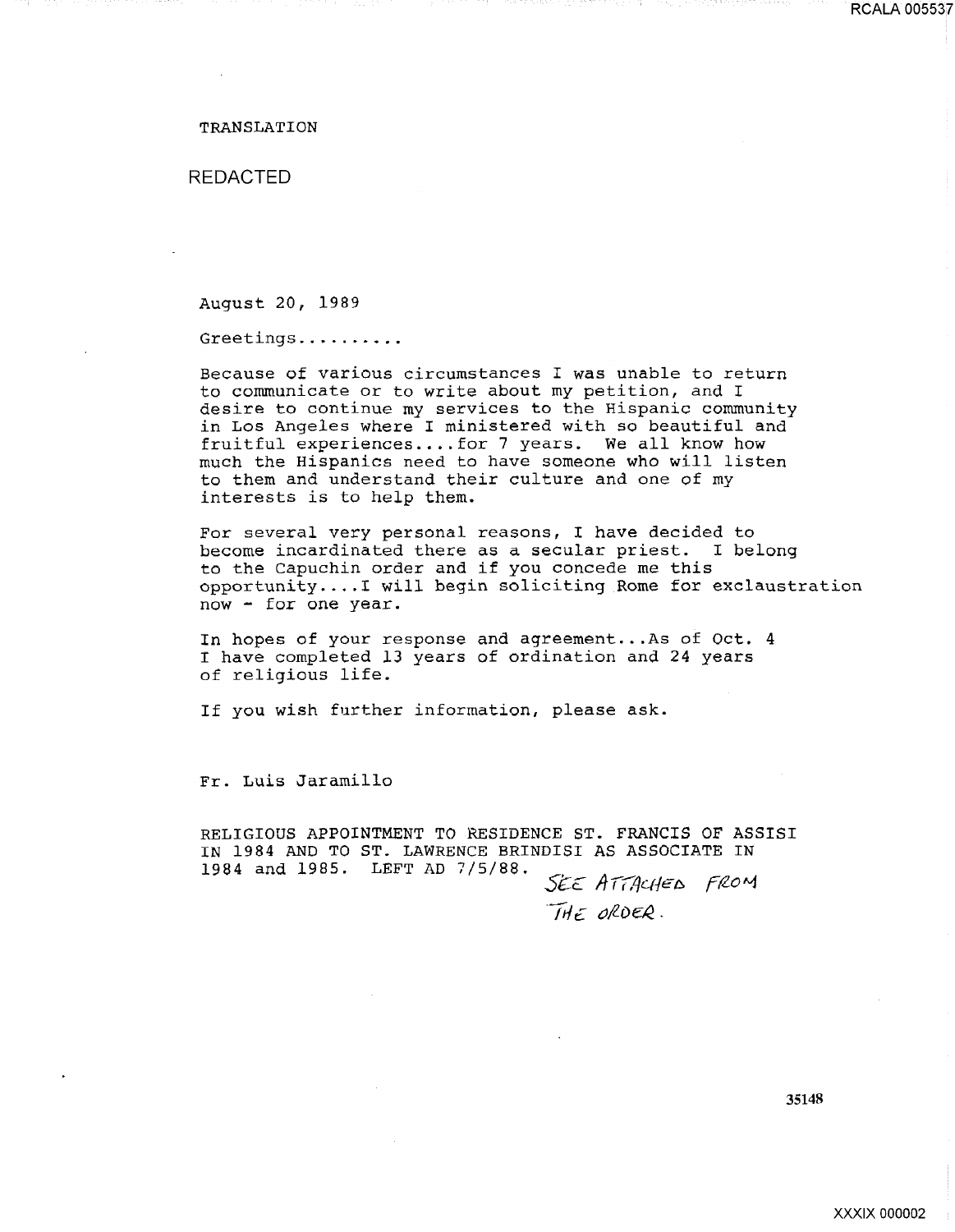TRANSLATION

REDACTED

August 20, 1989

Greetings..........

Because of various circumstances I was unable to return to communicate or to write about my petition, and I desire to continue my services to the Hispanic community in Los Angeles where I ministered with so beautiful and fruitful experiences....for 7 years. We all know how much the Hispanics need to have someone who will listen to them and understand their culture and one of my interests is to help them.

For several very personal reasons, I have decided to become incardinated there as a secular priest. I belong to the Capuchin order and if you concede me this opportunity....I will begin soliciting Rome for exclaustration now - for one year.

In hopes of your response and agreement...As of Oct. 4 I have completed 13 years of ordination and 24 years of religious life.

If you wish further information, please ask.

Fr. Luis Jaramillo

RELIGIOUS APPOINTMENT TO RESIDENCE ST. FRANCIS OF ASSISI IN 1984 AND TO ST. LAWRENCE BRINDISI AS ASSOCIATE IN 1984 and 1985. LEFT AD 7/5/88.

SEE ATTACHED FROM THE ORDER.

35148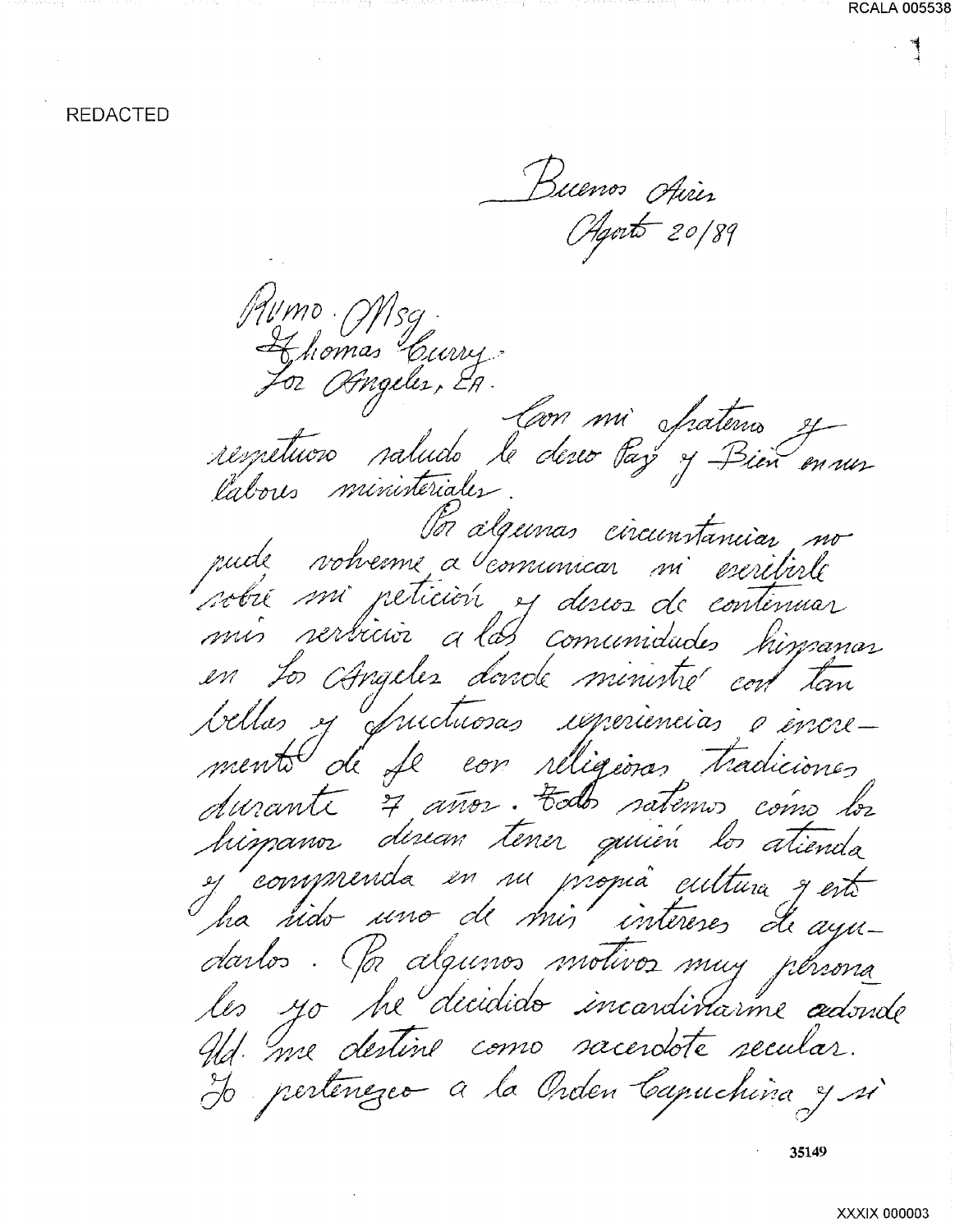REDACTED

Buenos Aires
Agosto 20/89

Rvmo. Msg.
Thomas Curry.
Los Angeles, CA.

Con mi fraterno y respetuoso saludo le deseo Paz y Bien en sus labores ministeriales.

Por algunas circunstancias no pude volverme a comunicar ni escribirle sobre mi petición y deseos de continuar mis servicios a las comunidades hispanas en Los Angeles donde ministré con tan bellas y fructuosas experiencias e incremento de fe con religiosas tradiciones durante 7 años. Todos sabemos cómo los hispanos desean tener quién los atienda y comprenda en su propia cultura y esto ha sido uno de mis intereses de ayudarlos. Por algunos motivos muy personales yo he decidido incardinarme adonde Ud. me destine como sacerdote secular. Yo pertenezco a la Orden Capuchina y si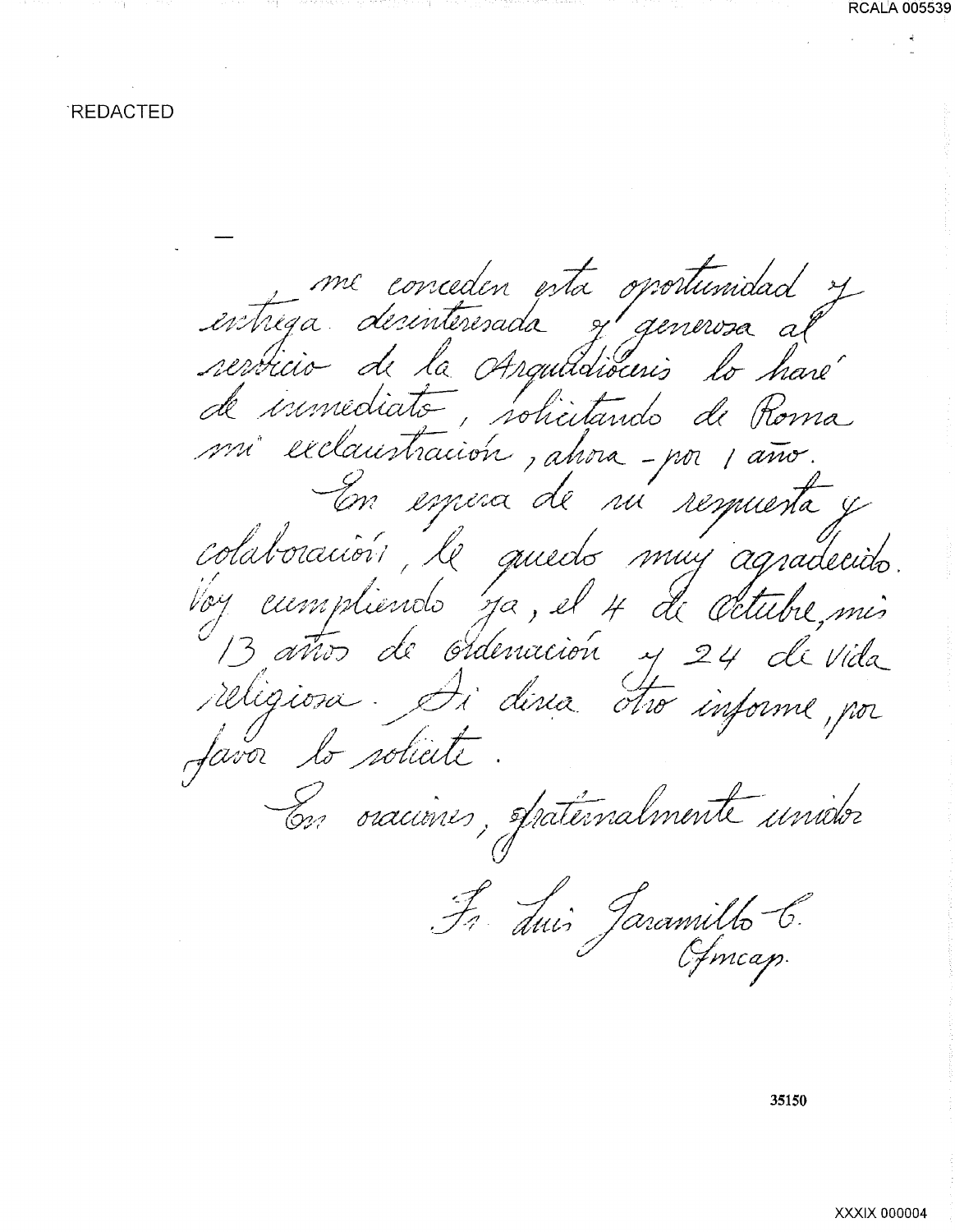REDACTED

—

me conceden esta oportunidad y entrega desinteresada y generosa al servicio de la Arquidiócesis lo haré de inmediato, solicitando de Roma mi exclaustración, ahora - por 1 año.

En espera de su respuesta y colaboración, le quedo muy agradecido. Voy cumpliendo ya, el 4 de Octubre, mis 13 años de Ordenación y 24 de Vida religiosa. Si desea otro informe, por favor lo solicite.

En oraciones, fraternalmente unidos

Fr. Luis Jaramillo C.
Ofmcap.

35150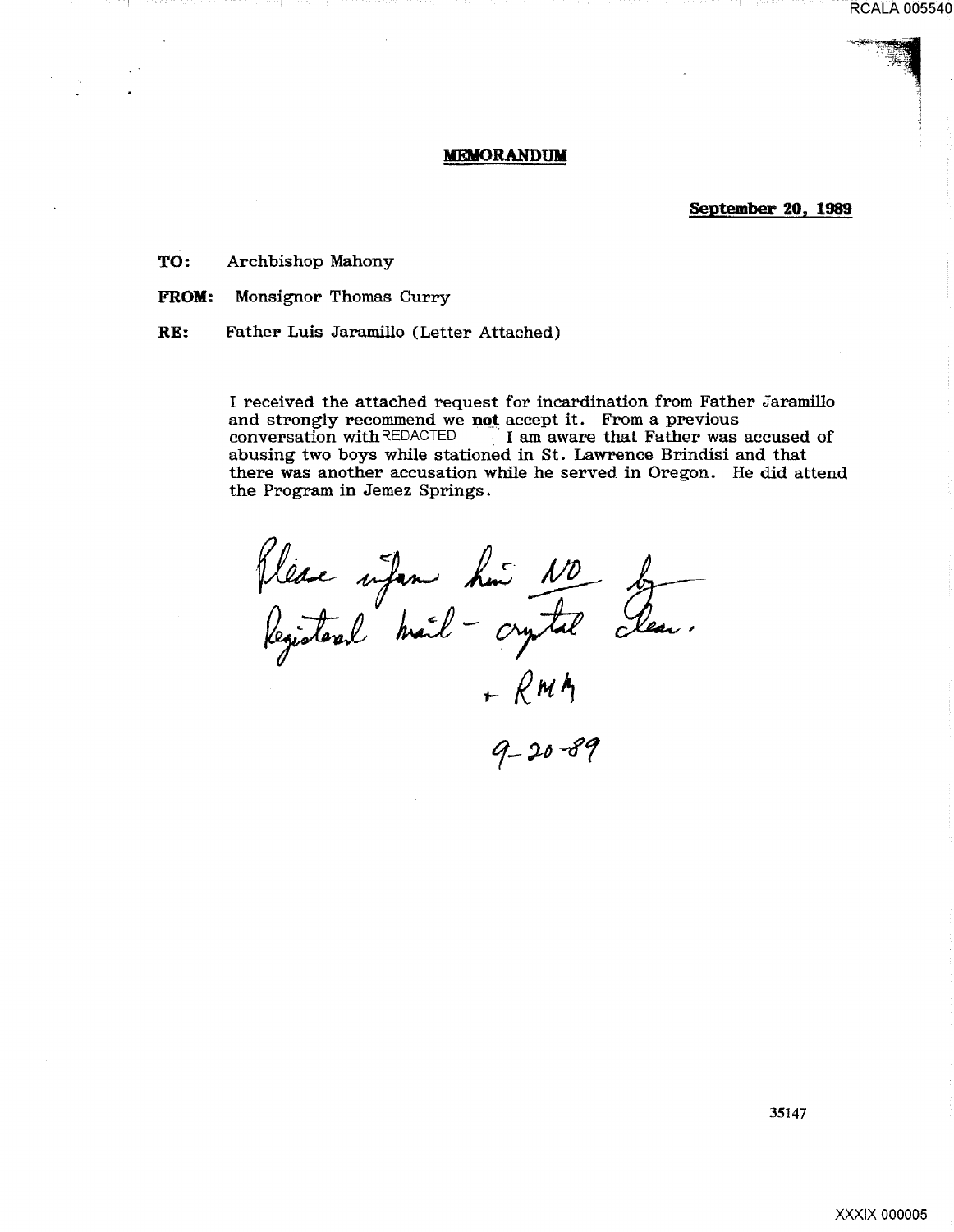# MEMORANDUM

**September 20, 1989**

**TO:** Archbishop Mahony

**FROM:** Monsignor Thomas Curry

**RE:** Father Luis Jaramillo (Letter Attached)

I received the attached request for incardination from Father Jaramillo and strongly recommend we **not** accept it. From a previous conversation with REDACTED I am aware that Father was accused of abusing two boys while stationed in St. Lawrence Brindisi and that there was another accusation while he served in Oregon. He did attend the Program in Jemez Springs.

Please inform him NO by Registered mail - crystal clear.

+ RMM

9-20-89

35147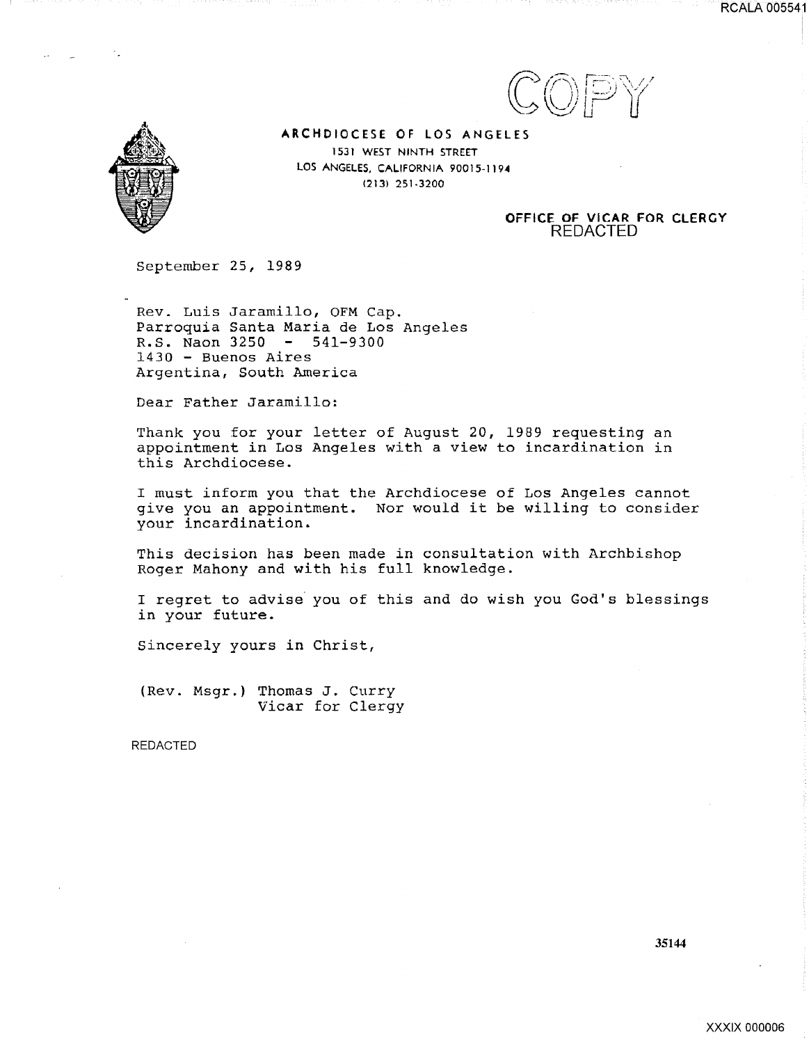COPY

**ARCHDIOCESE OF LOS ANGELES**
1531 WEST NINTH STREET
LOS ANGELES, CALIFORNIA 90015-1194
(213) 251-3200

**OFFICE OF VICAR FOR CLERGY**
REDACTED

September 25, 1989

Rev. Luis Jaramillo, OFM Cap.
Parroquia Santa Maria de Los Angeles
R.S. Naon 3250 - 541-9300
1430 - Buenos Aires
Argentina, South America

Dear Father Jaramillo:

Thank you for your letter of August 20, 1989 requesting an appointment in Los Angeles with a view to incardination in this Archdiocese.

I must inform you that the Archdiocese of Los Angeles cannot give you an appointment. Nor would it be willing to consider your incardination.

This decision has been made in consultation with Archbishop Roger Mahony and with his full knowledge.

I regret to advise you of this and do wish you God's blessings in your future.

Sincerely yours in Christ,

(Rev. Msgr.) Thomas J. Curry
Vicar for Clergy

REDACTED

35144

RCALA 005541

XXXIX 000006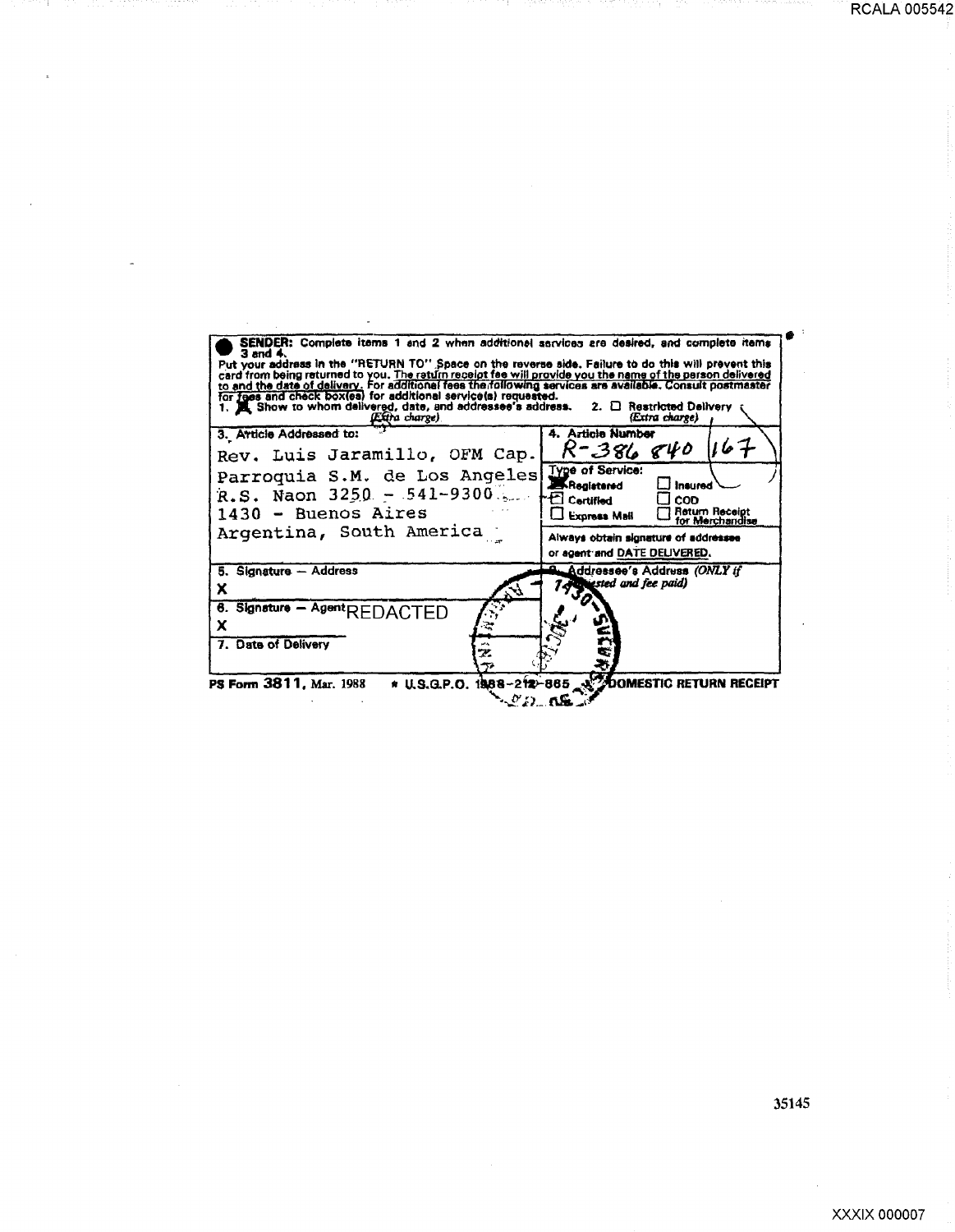**SENDER:** Complete items 1 and 2 when additional services are desired, and complete items 3 and 4.
Put your address in the "RETURN TO" Space on the reverse side. Failure to do this will prevent this card from being returned to you. The return receipt fee will provide you the name of the person delivered to and the date of delivery. For additional fees the following services are available. Consult postmaster for fees and check box(es) for additional service(s) requested.

1. ☒ Show to whom delivered, date, and addressee's address. *(Extra charge)*
2. ☐ Restricted Delivery *(Extra charge)*

| 3. Article Addressed to: | 4. Article Number |
|---|---|
| Rev. Luis Jaramillo, OFM Cap.<br>Parroquia S.M. de Los Angeles<br>R.S. Naon 3250 - 541-9300<br>1430 - Buenos Aires<br>Argentina, South America | R-386 840 167<br><br>Type of Service:<br>☒ Registered ☐ Insured<br>☐ Certified ☐ COD<br>☐ Express Mail ☐ Return Receipt for Merchandise<br><br>Always obtain signature of addressee or agent and DATE DELIVERED. |
| 5. Signature — Address<br>X | 8. Addressee's Address *(ONLY if requested and fee paid)* |
| 6. Signature — Agent REDACTED<br>X | |
| 7. Date of Delivery | |

PS Form **3811**, Mar. 1988 ★ U.S.G.P.O. 1988-212-865 DOMESTIC RETURN RECEIPT

35145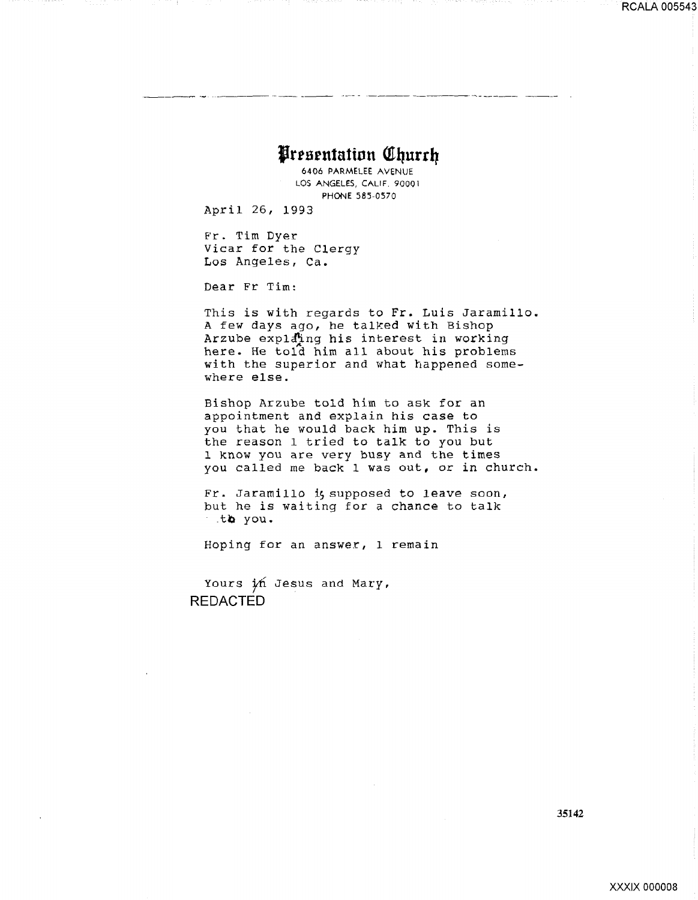# Presentation Church

6406 PARMELEE AVENUE
LOS ANGELES, CALIF. 90001
PHONE 585-0570

April 26, 1993

Fr. Tim Dyer
Vicar for the Clergy
Los Angeles, Ca.

Dear Fr Tim:

This is with regards to Fr. Luis Jaramillo. A few days ago, he talked with Bishop Arzube explaining his interest in working here. He told him all about his problems with the superior and what happened somewhere else.

Bishop Arzube told him to ask for an appointment and explain his case to you that he would back him up. This is the reason I tried to talk to you but I know you are very busy and the times you called me back I was out, or in church.

Fr. Jaramillo is supposed to leave soon, but he is waiting for a chance to talk to you.

Hoping for an answer, I remain

Yours in Jesus and Mary,

REDACTED

35142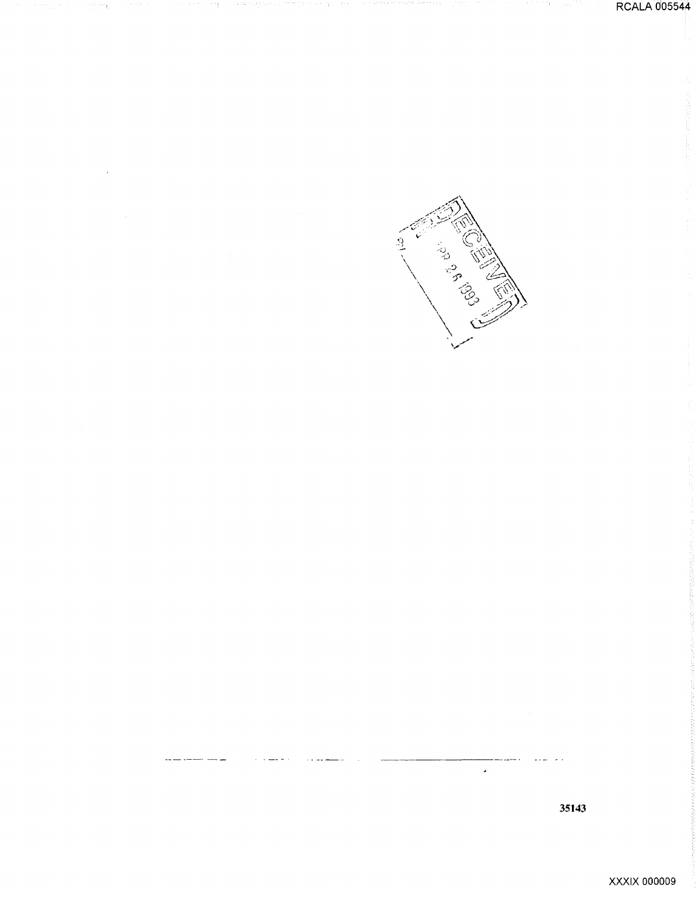RECEIVED

APR 26 1993

35143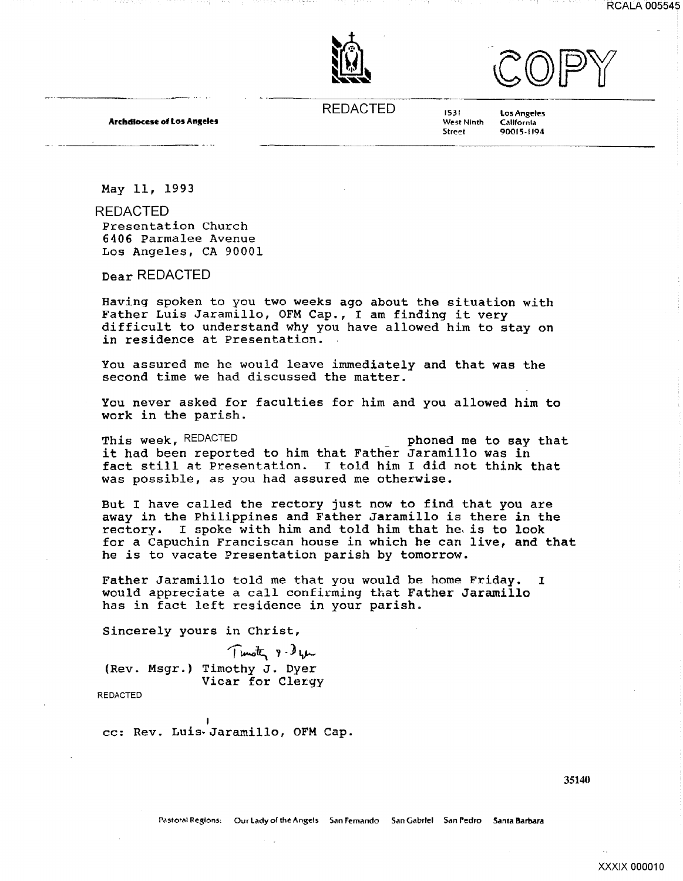COPY

**Archdiocese of Los Angeles**

REDACTED

1531 West Ninth Street
Los Angeles California 90015-1194

May 11, 1993

REDACTED
Presentation Church
6406 Parmalee Avenue
Los Angeles, CA 90001

Dear REDACTED

Having spoken to you two weeks ago about the situation with Father Luis Jaramillo, OFM Cap., I am finding it very difficult to understand why you have allowed him to stay on in residence at Presentation.

You assured me he would leave immediately and that was the second time we had discussed the matter.

You never asked for faculties for him and you allowed him to work in the parish.

This week, REDACTED phoned me to say that it had been reported to him that Father Jaramillo was in fact still at Presentation. I told him I did not think that was possible, as you had assured me otherwise.

But I have called the rectory just now to find that you are away in the Philippines and Father Jaramillo is there in the rectory. I spoke with him and told him that he is to look for a Capuchin Franciscan house in which he can live, and that he is to vacate Presentation parish by tomorrow.

Father Jaramillo told me that you would be home Friday. I would appreciate a call confirming that Father Jaramillo has in fact left residence in your parish.

Sincerely yours in Christ,

Timothy J. Dyer

(Rev. Msgr.) Timothy J. Dyer
Vicar for Clergy

REDACTED

cc: Rev. Luis Jaramillo, OFM Cap.

35140

Pastoral Regions: Our Lady of the Angels San Fernando San Gabriel San Pedro Santa Barbara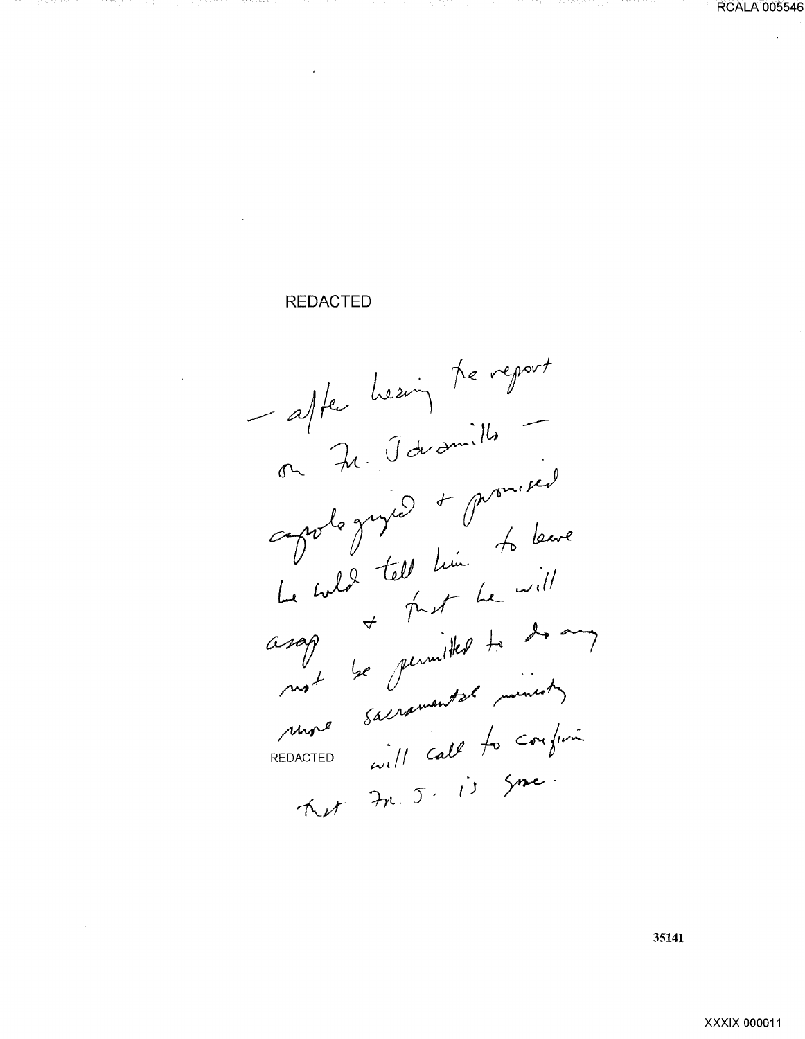REDACTED

– after hearing the report
on Fr. Jaramillo –
apologized + promised
he would tell him to leave
asap + that he will
not be permitted to do any
more sacramental ministry
REDACTED will call to confirm
that Fr. J. is gone.

35141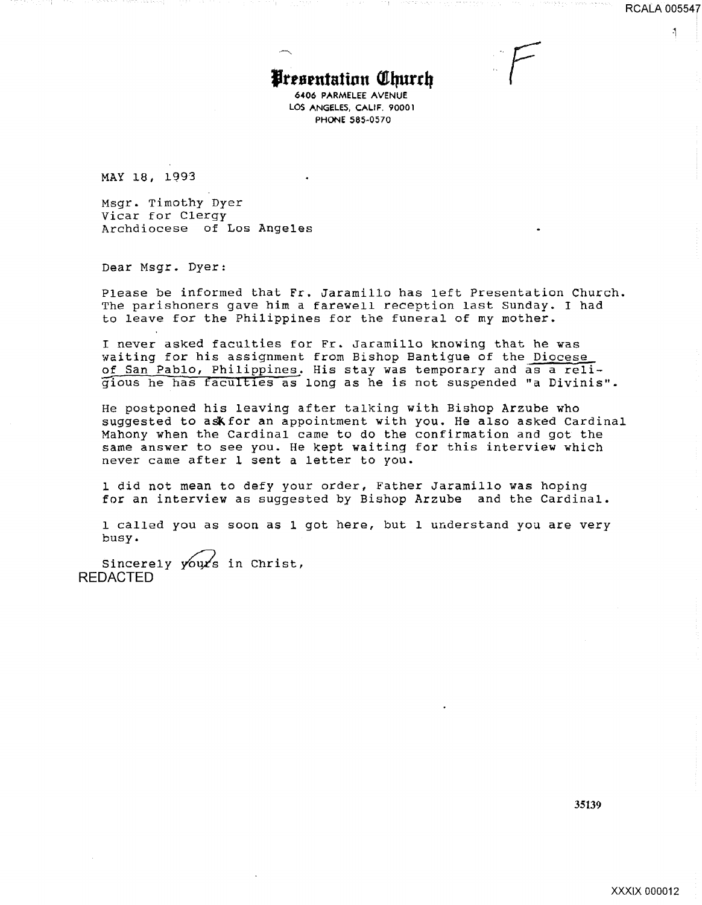# Presentation Church

6406 PARMELEE AVENUE
LOS ANGELES, CALIF. 90001
PHONE 585-0570

MAY 18, 1993

Msgr. Timothy Dyer
Vicar for Clergy
Archdiocese of Los Angeles

Dear Msgr. Dyer:

Please be informed that Fr. Jaramillo has left Presentation Church. The parishoners gave him a farewell reception last Sunday. I had to leave for the Philippines for the funeral of my mother.

I never asked faculties for Fr. Jaramillo knowing that he was waiting for his assignment from Bishop Bantigue of the Diocese of San Pablo, Philippines. His stay was temporary and as a religious he has faculties as long as he is not suspended "a Divinis".

He postponed his leaving after talking with Bishop Arzube who suggested to ask for an appointment with you. He also asked Cardinal Mahony when the Cardinal came to do the confirmation and got the same answer to see you. He kept waiting for this interview which never came after 1 sent a letter to you.

1 did not mean to defy your order, Father Jaramillo was hoping for an interview as suggested by Bishop Arzube and the Cardinal.

1 called you as soon as 1 got here, but 1 understand you are very busy.

Sincerely yours in Christ,

REDACTED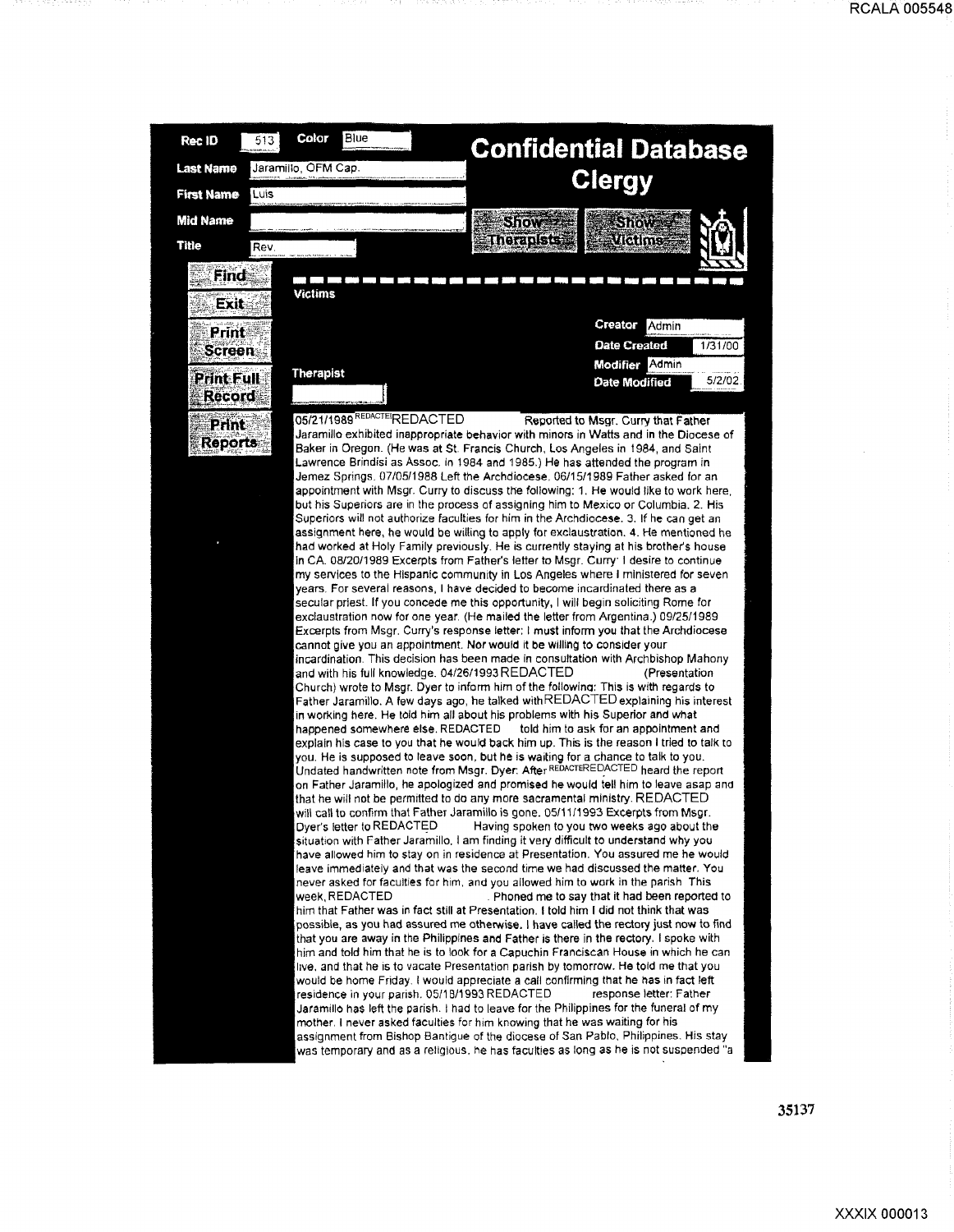# Confidential Database Clergy

**Rec ID** 513 **Color** Blue

**Last Name** Jaramillo, OFM Cap.

**First Name** Luis

**Mid Name**

**Title** Rev.

Show Therapists | Show Victims

Find | Exit | Print Screen | Print Full Record | Print Reports

**Victims**

**Creator** Admin
**Date Created** 1/31/00
**Modifier** Admin
**Date Modified** 5/2/02

**Therapist**

05/21/1989 REDACTED REDACTED Reported to Msgr. Curry that Father Jaramillo exhibited inappropriate behavior with minors in Watts and in the Diocese of Baker in Oregon. (He was at St. Francis Church, Los Angeles in 1984, and Saint Lawrence Brindisi as Assoc. in 1984 and 1985.) He has attended the program in Jemez Springs. 07/05/1988 Left the Archdiocese. 06/15/1989 Father asked for an appointment with Msgr. Curry to discuss the following: 1. He would like to work here, but his Superiors are in the process of assigning him to Mexico or Columbia. 2. His Superiors will not authorize faculties for him in the Archdiocese. 3. If he can get an assignment here, he would be willing to apply for exclaustration. 4. He mentioned he had worked at Holy Family previously. He is currently staying at his brother's house in CA. 08/20/1989 Excerpts from Father's letter to Msgr. Curry: I desire to continue my services to the Hispanic community in Los Angeles where I ministered for seven years. For several reasons, I have decided to become incardinated there as a secular priest. If you concede me this opportunity, I will begin soliciting Rome for exclaustration now for one year. (He mailed the letter from Argentina.) 09/25/1989 Excerpts from Msgr. Curry's response letter: I must inform you that the Archdiocese cannot give you an appointment. Nor would it be willing to consider your incardination. This decision has been made in consultation with Archbishop Mahony and with his full knowledge. 04/26/1993 REDACTED (Presentation Church) wrote to Msgr. Dyer to inform him of the following: This is with regards to Father Jaramillo. A few days ago, he talked with REDACTED explaining his interest in working here. He told him all about his problems with his Superior and what happened somewhere else. REDACTED told him to ask for an appointment and explain his case to you that he would back him up. This is the reason I tried to talk to you. He is supposed to leave soon, but he is waiting for a chance to talk to you. Undated handwritten note from Msgr. Dyer: After REDACTED REDACTED heard the report on Father Jaramillo, he apologized and promised he would tell him to leave asap and that he will not be permitted to do any more sacramental ministry. REDACTED will call to confirm that Father Jaramillo is gone. 05/11/1993 Excerpts from Msgr. Dyer's letter to REDACTED Having spoken to you two weeks ago about the situation with Father Jaramillo, I am finding it very difficult to understand why you have allowed him to stay on in residence at Presentation. You assured me he would leave immediately and that was the second time we had discussed the matter. You never asked for faculties for him, and you allowed him to work in the parish. This week, REDACTED . Phoned me to say that it had been reported to him that Father was in fact still at Presentation. I told him I did not think that was possible, as you had assured me otherwise. I have called the rectory just now to find that you are away in the Philippines and Father is there in the rectory. I spoke with him and told him that he is to look for a Capuchin Franciscan House in which he can live, and that he is to vacate Presentation parish by tomorrow. He told me that you would be home Friday. I would appreciate a call confirming that he has in fact left residence in your parish. 05/18/1993 REDACTED response letter: Father Jaramillo has left the parish. I had to leave for the Philippines for the funeral of my mother. I never asked faculties for him knowing that he was waiting for his assignment from Bishop Bantigue of the diocese of San Pablo, Philippines. His stay was temporary and as a religious, he has faculties as long as he is not suspended "a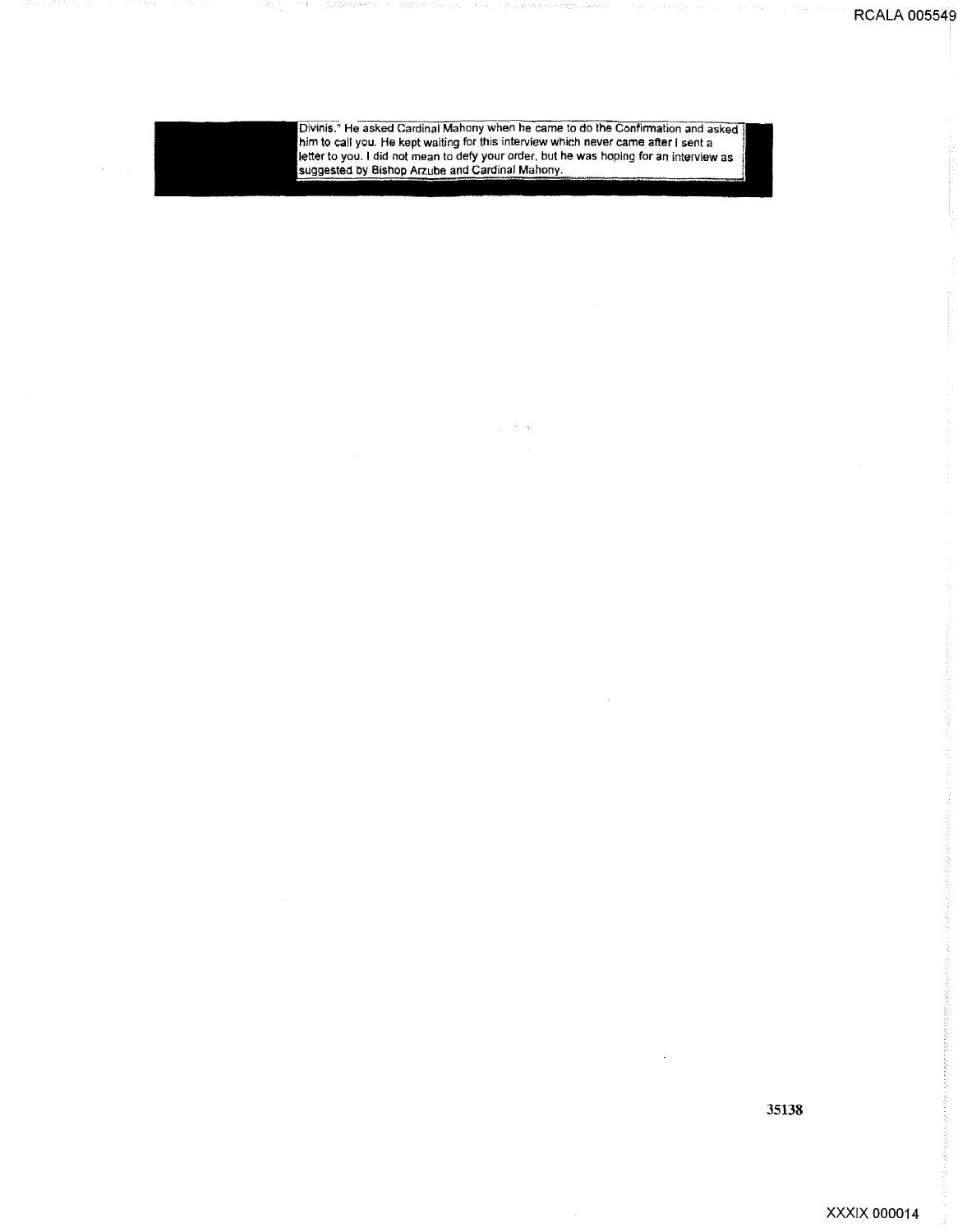Divinis." He asked Cardinal Mahony when he came to do the Confirmation and asked him to call you. He kept waiting for this interview which never came after I sent a letter to you. I did not mean to defy your order, but he was hoping for an interview as suggested by Bishop Arzube and Cardinal Mahony.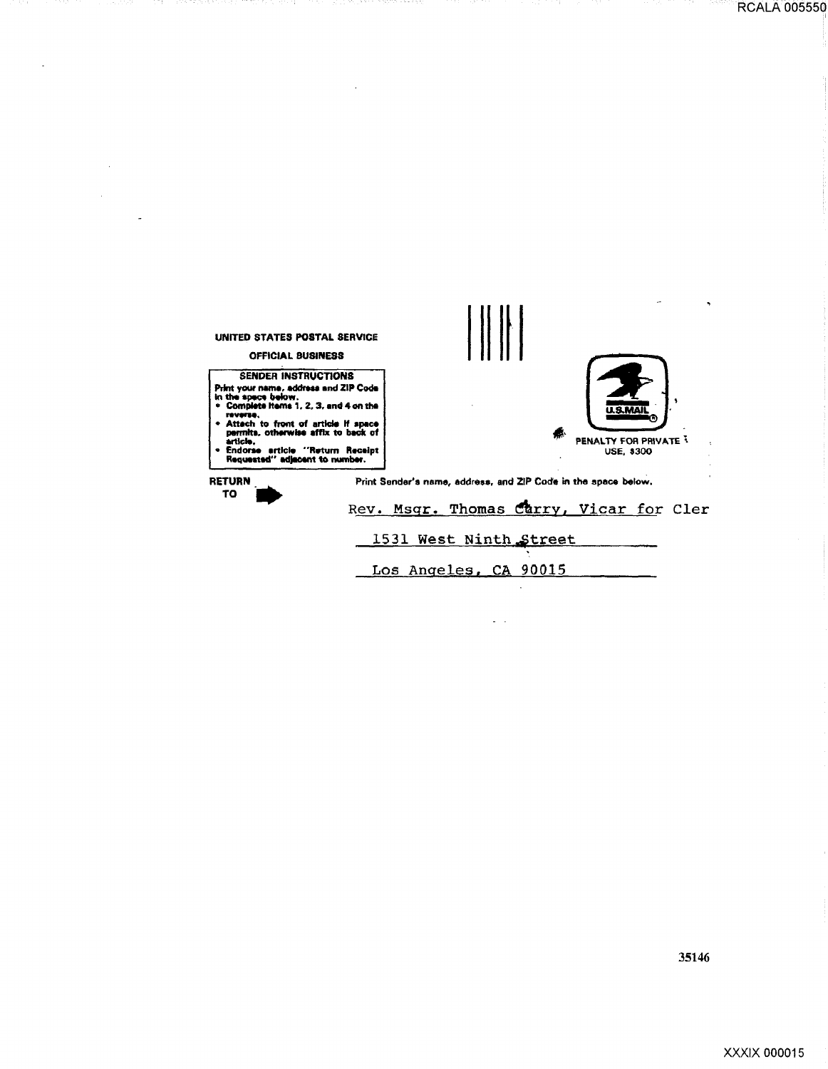UNITED STATES POSTAL SERVICE

OFFICIAL BUSINESS

**SENDER INSTRUCTIONS**

Print your name, address and ZIP Code in the space below.

- Complete Items 1, 2, 3, and 4 on the reverse.
- Attach to front of article if space permits, otherwise affix to back of article.
- Endorse article "Return Receipt Requested" adjacent to number.

U.S.MAIL

PENALTY FOR PRIVATE USE, $300

RETURN TO

Print Sender's name, address, and ZIP Code in the space below.

Rev. Msgr. Thomas Curry, Vicar for Cler

1531 West Ninth Street

Los Angeles, CA 90015

35146